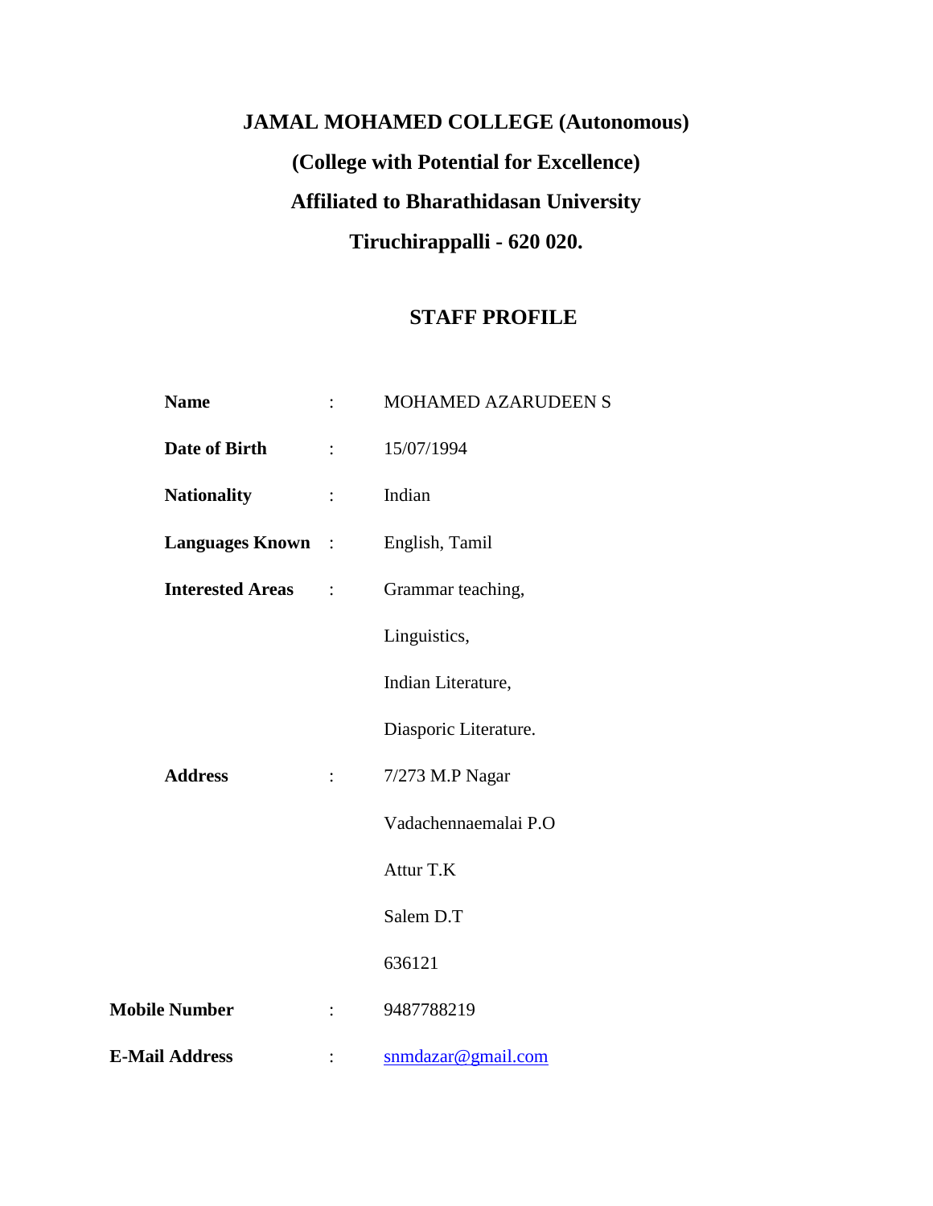# JAMAL MOHAMED COLLEGE (Autonomous)

## (College with Potential for Excellence)

## Affiliated to Bharathidasan University

## Tiruchirappalli - 620 020.

## STAFF PROFILE

| | | |
|---|---|---|
| **Name** | : | MOHAMED AZARUDEEN S |
| **Date of Birth** | : | 15/07/1994 |
| **Nationality** | : | Indian |
| **Languages Known** | : | English, Tamil |
| **Interested Areas** | : | Grammar teaching,<br>Linguistics,<br>Indian Literature,<br>Diasporic Literature. |
| **Address** | : | 7/273 M.P Nagar<br>Vadachennaemalai P.O<br>Attur T.K<br>Salem D.T<br>636121 |
| **Mobile Number** | : | 9487788219 |
| **E-Mail Address** | : | snmdazar@gmail.com |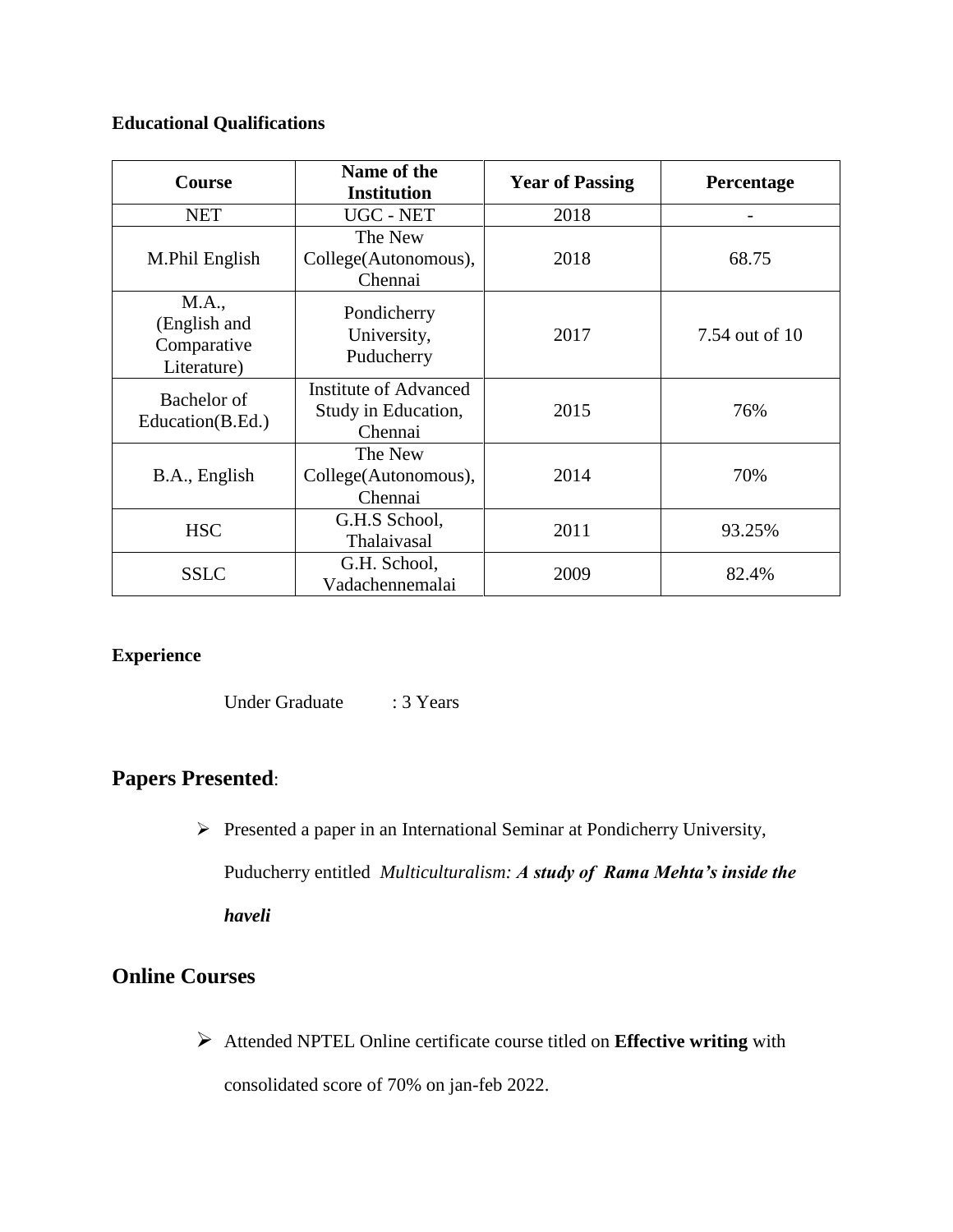**Educational Qualifications**

| Course | Name of the Institution | Year of Passing | Percentage |
|---|---|---|---|
| NET | UGC - NET | 2018 | - |
| M.Phil English | The New College(Autonomous), Chennai | 2018 | 68.75 |
| M.A., (English and Comparative Literature) | Pondicherry University, Puducherry | 2017 | 7.54 out of 10 |
| Bachelor of Education(B.Ed.) | Institute of Advanced Study in Education, Chennai | 2015 | 76% |
| B.A., English | The New College(Autonomous), Chennai | 2014 | 70% |
| HSC | G.H.S School, Thalaivasal | 2011 | 93.25% |
| SSLC | G.H. School, Vadachennemalai | 2009 | 82.4% |

**Experience**

Under Graduate : 3 Years

## **Papers Presented**:

- Presented a paper in an International Seminar at Pondicherry University, Puducherry entitled *Multiculturalism: **A study of Rama Mehta's inside the haveli***

## **Online Courses**

- Attended NPTEL Online certificate course titled on **Effective writing** with consolidated score of 70% on jan-feb 2022.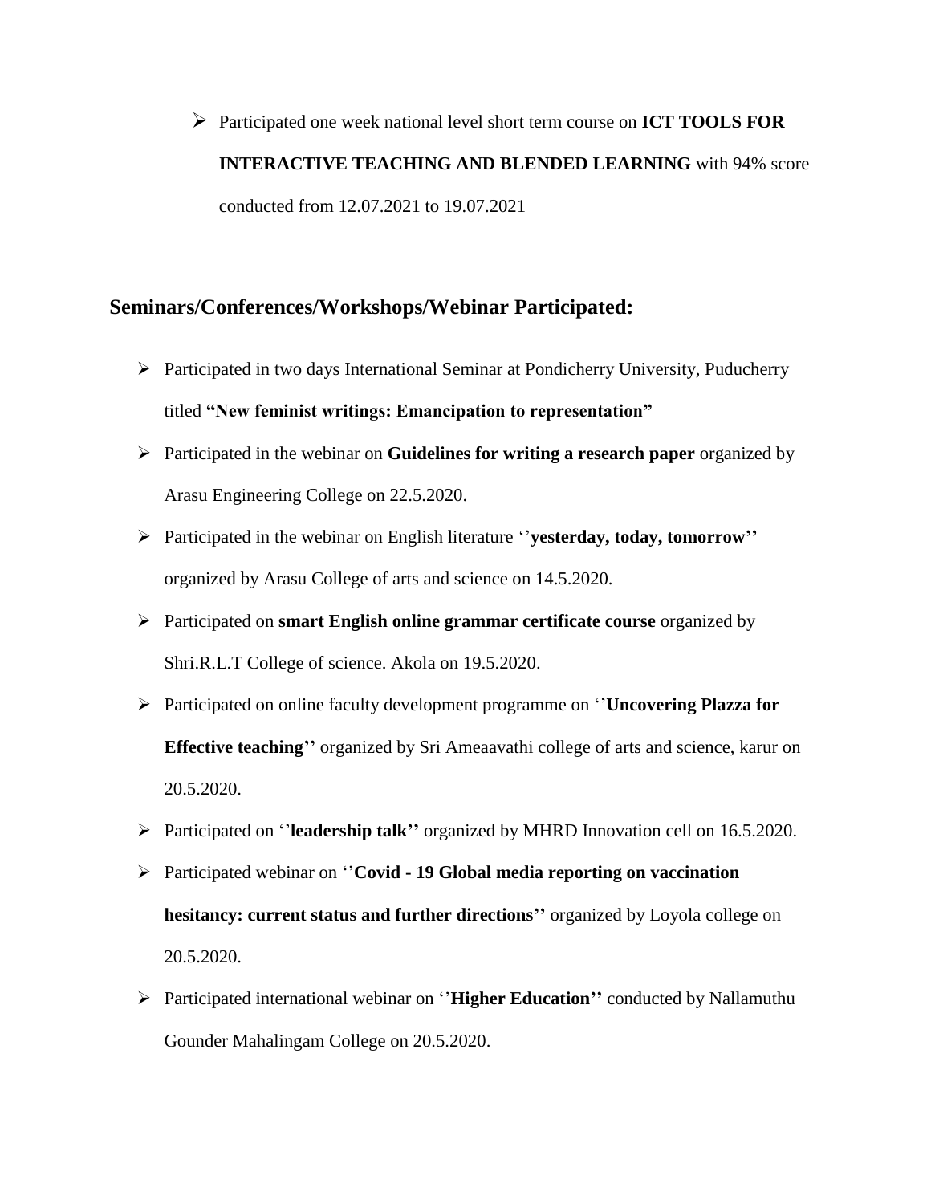- Participated one week national level short term course on **ICT TOOLS FOR INTERACTIVE TEACHING AND BLENDED LEARNING** with 94% score conducted from 12.07.2021 to 19.07.2021

## Seminars/Conferences/Workshops/Webinar Participated:

- Participated in two days International Seminar at Pondicherry University, Puducherry titled **"New feminist writings: Emancipation to representation"**
- Participated in the webinar on **Guidelines for writing a research paper** organized by Arasu Engineering College on 22.5.2020.
- Participated in the webinar on English literature ''**yesterday, today, tomorrow''** organized by Arasu College of arts and science on 14.5.2020.
- Participated on **smart English online grammar certificate course** organized by Shri.R.L.T College of science. Akola on 19.5.2020.
- Participated on online faculty development programme on ''**Uncovering Plazza for Effective teaching''** organized by Sri Ameaavathi college of arts and science, karur on 20.5.2020.
- Participated on ''**leadership talk''** organized by MHRD Innovation cell on 16.5.2020.
- Participated webinar on ''**Covid - 19 Global media reporting on vaccination hesitancy: current status and further directions''** organized by Loyola college on 20.5.2020.
- Participated international webinar on ''**Higher Education''** conducted by Nallamuthu Gounder Mahalingam College on 20.5.2020.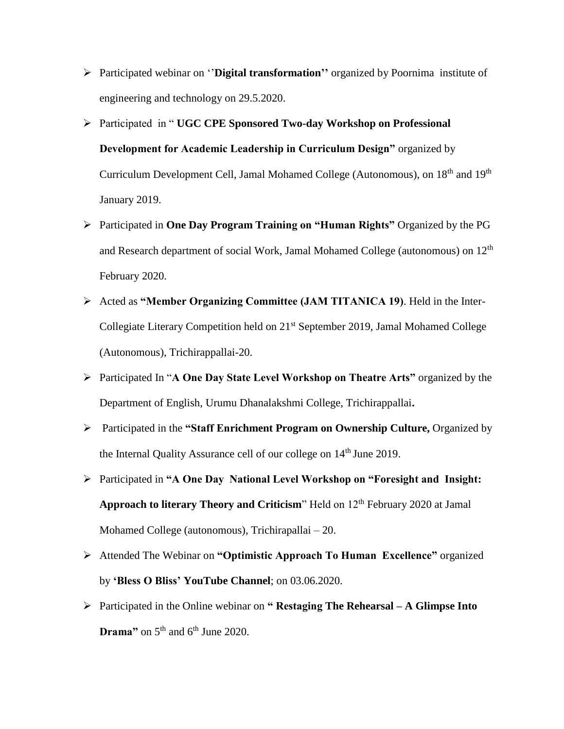- Participated webinar on ''**Digital transformation''** organized by Poornima institute of engineering and technology on 29.5.2020.
- Participated in " **UGC CPE Sponsored Two-day Workshop on Professional Development for Academic Leadership in Curriculum Design"** organized by Curriculum Development Cell, Jamal Mohamed College (Autonomous), on 18th and 19th January 2019.
- Participated in **One Day Program Training on "Human Rights"** Organized by the PG and Research department of social Work, Jamal Mohamed College (autonomous) on 12th February 2020.
- Acted as **"Member Organizing Committee (JAM TITANICA 19)**. Held in the Inter-Collegiate Literary Competition held on 21st September 2019, Jamal Mohamed College (Autonomous), Trichirappallai-20.
- Participated In "**A One Day State Level Workshop on Theatre Arts"** organized by the Department of English, Urumu Dhanalakshmi College, Trichirappallai**.**
- Participated in the **"Staff Enrichment Program on Ownership Culture,** Organized by the Internal Quality Assurance cell of our college on 14th June 2019.
- Participated in **"A One Day National Level Workshop on "Foresight and Insight: Approach to literary Theory and Criticism**" Held on 12th February 2020 at Jamal Mohamed College (autonomous), Trichirapallai – 20.
- Attended The Webinar on **"Optimistic Approach To Human Excellence"** organized by **'Bless O Bliss' YouTube Channel**; on 03.06.2020.
- Participated in the Online webinar on **" Restaging The Rehearsal – A Glimpse Into Drama"** on 5th and 6th June 2020.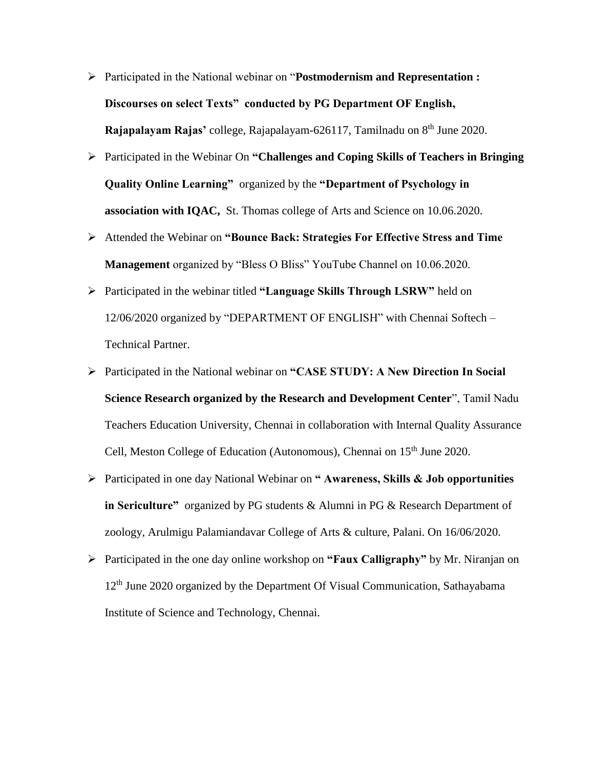- Participated in the National webinar on "**Postmodernism and Representation : Discourses on select Texts" conducted by PG Department OF English, Rajapalayam Rajas'** college, Rajapalayam-626117, Tamilnadu on 8th June 2020.
- Participated in the Webinar On **"Challenges and Coping Skills of Teachers in Bringing Quality Online Learning"** organized by the **"Department of Psychology in association with IQAC,** St. Thomas college of Arts and Science on 10.06.2020.
- Attended the Webinar on **"Bounce Back: Strategies For Effective Stress and Time Management** organized by "Bless O Bliss" YouTube Channel on 10.06.2020.
- Participated in the webinar titled **"Language Skills Through LSRW"** held on 12/06/2020 organized by "DEPARTMENT OF ENGLISH" with Chennai Softech – Technical Partner.
- Participated in the National webinar on **"CASE STUDY: A New Direction In Social Science Research organized by the Research and Development Center**", Tamil Nadu Teachers Education University, Chennai in collaboration with Internal Quality Assurance Cell, Meston College of Education (Autonomous), Chennai on 15th June 2020.
- Participated in one day National Webinar on **" Awareness, Skills & Job opportunities in Sericulture"** organized by PG students & Alumni in PG & Research Department of zoology, Arulmigu Palamiandavar College of Arts & culture, Palani. On 16/06/2020.
- Participated in the one day online workshop on **"Faux Calligraphy"** by Mr. Niranjan on 12th June 2020 organized by the Department Of Visual Communication, Sathayabama Institute of Science and Technology, Chennai.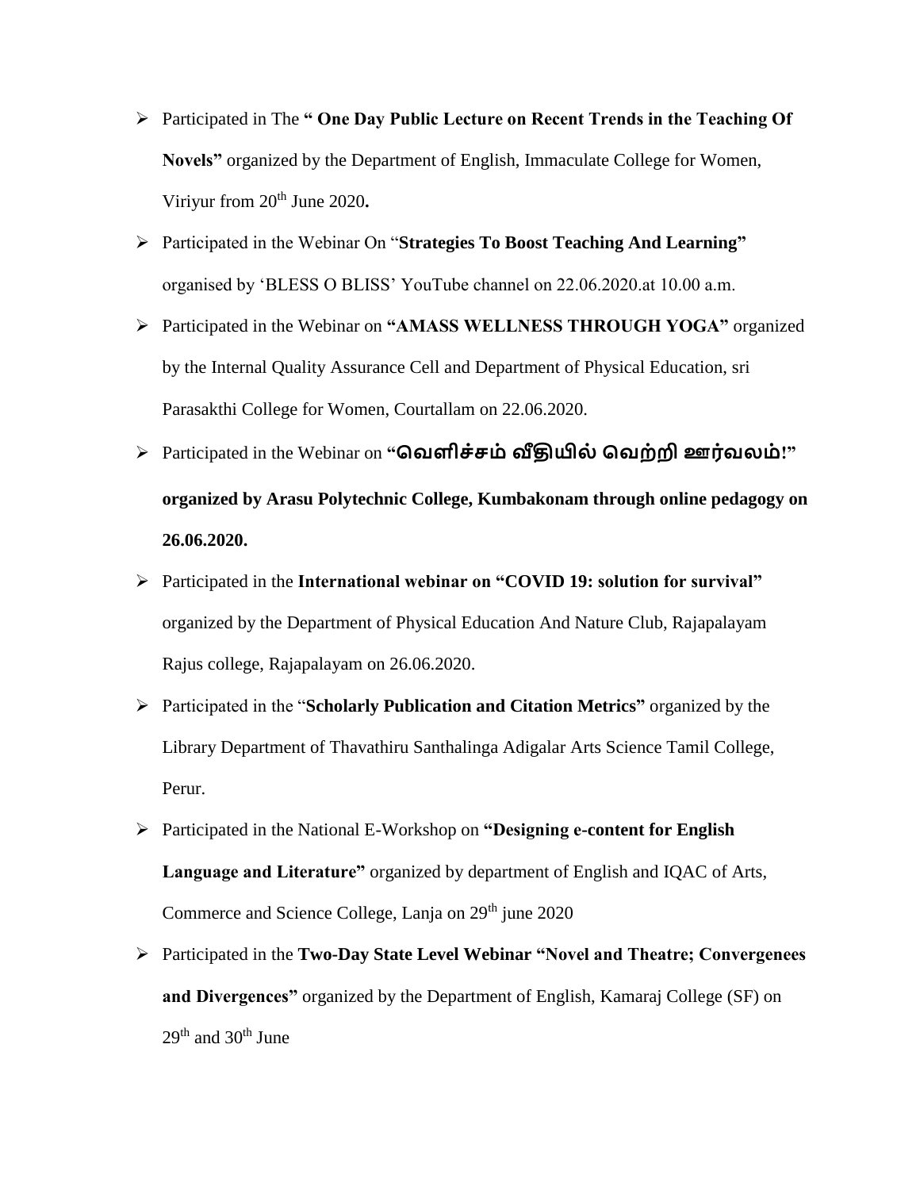- Participated in The **" One Day Public Lecture on Recent Trends in the Teaching Of Novels"** organized by the Department of English, Immaculate College for Women, Viriyur from 20th June 2020**.**
- Participated in the Webinar On "**Strategies To Boost Teaching And Learning"** organised by 'BLESS O BLISS' YouTube channel on 22.06.2020.at 10.00 a.m.
- Participated in the Webinar on **"AMASS WELLNESS THROUGH YOGA"** organized by the Internal Quality Assurance Cell and Department of Physical Education, sri Parasakthi College for Women, Courtallam on 22.06.2020.
- Participated in the Webinar on **"வெளிச்சம் வீதியில் வெற்றி ஊர்வலம்!" organized by Arasu Polytechnic College, Kumbakonam through online pedagogy on 26.06.2020.**
- Participated in the **International webinar on "COVID 19: solution for survival"** organized by the Department of Physical Education And Nature Club, Rajapalayam Rajus college, Rajapalayam on 26.06.2020.
- Participated in the "**Scholarly Publication and Citation Metrics"** organized by the Library Department of Thavathiru Santhalinga Adigalar Arts Science Tamil College, Perur.
- Participated in the National E-Workshop on **"Designing e-content for English Language and Literature"** organized by department of English and IQAC of Arts, Commerce and Science College, Lanja on 29th june 2020
- Participated in the **Two-Day State Level Webinar "Novel and Theatre; Convergenees and Divergences"** organized by the Department of English, Kamaraj College (SF) on 29th and 30th June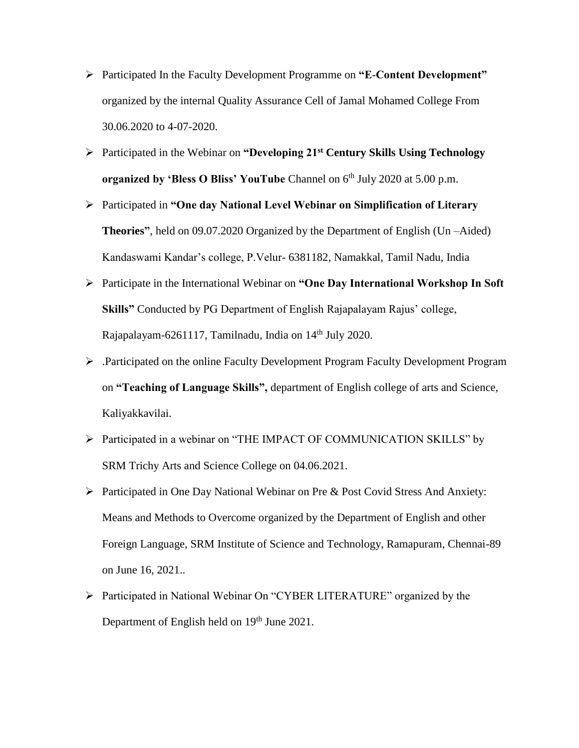- Participated In the Faculty Development Programme on **"E-Content Development"** organized by the internal Quality Assurance Cell of Jamal Mohamed College From 30.06.2020 to 4-07-2020.
- Participated in the Webinar on **"Developing 21st Century Skills Using Technology organized by 'Bless O Bliss' YouTube** Channel on 6th July 2020 at 5.00 p.m.
- Participated in **"One day National Level Webinar on Simplification of Literary Theories"**, held on 09.07.2020 Organized by the Department of English (Un –Aided) Kandaswami Kandar's college, P.Velur- 6381182, Namakkal, Tamil Nadu, India
- Participate in the International Webinar on **"One Day International Workshop In Soft Skills"** Conducted by PG Department of English Rajapalayam Rajus' college, Rajapalayam-6261117, Tamilnadu, India on 14th July 2020.
- .Participated on the online Faculty Development Program Faculty Development Program on **"Teaching of Language Skills",** department of English college of arts and Science, Kaliyakkavilai.
- Participated in a webinar on "THE IMPACT OF COMMUNICATION SKILLS" by SRM Trichy Arts and Science College on 04.06.2021.
- Participated in One Day National Webinar on Pre & Post Covid Stress And Anxiety: Means and Methods to Overcome organized by the Department of English and other Foreign Language, SRM Institute of Science and Technology, Ramapuram, Chennai-89 on June 16, 2021..
- Participated in National Webinar On "CYBER LITERATURE" organized by the Department of English held on 19th June 2021.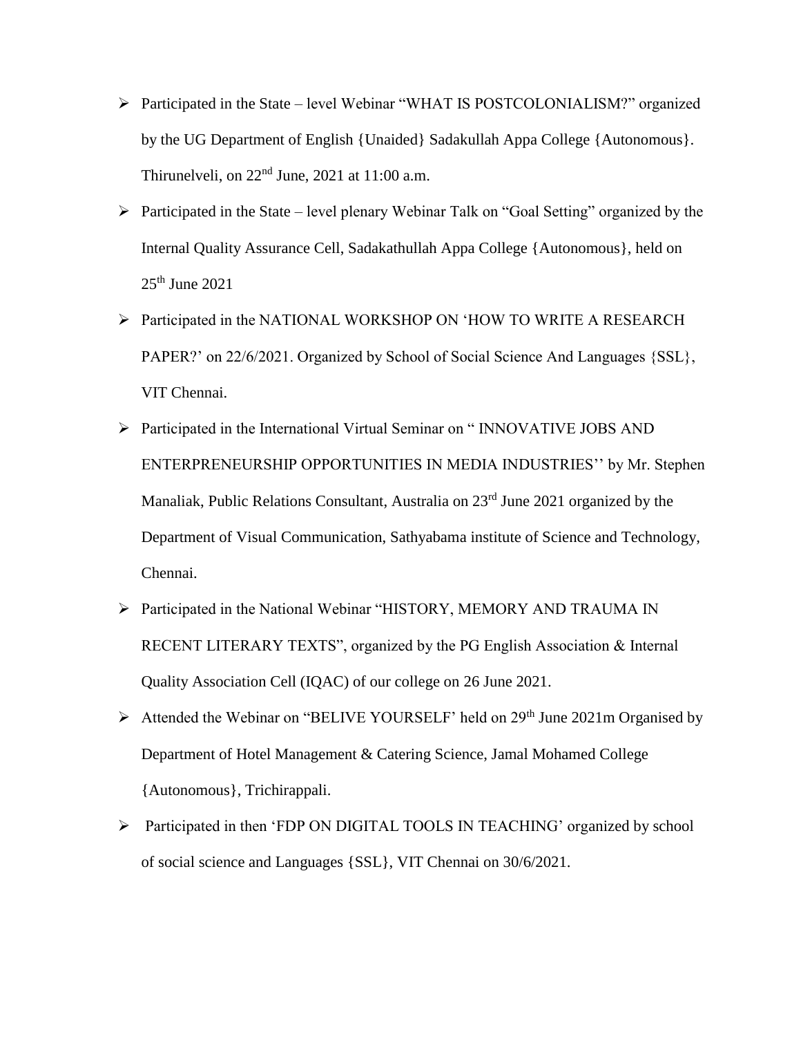- Participated in the State – level Webinar "WHAT IS POSTCOLONIALISM?" organized by the UG Department of English {Unaided} Sadakullah Appa College {Autonomous}. Thirunelveli, on 22nd June, 2021 at 11:00 a.m.
- Participated in the State – level plenary Webinar Talk on "Goal Setting" organized by the Internal Quality Assurance Cell, Sadakathullah Appa College {Autonomous}, held on 25th June 2021
- Participated in the NATIONAL WORKSHOP ON 'HOW TO WRITE A RESEARCH PAPER?' on 22/6/2021. Organized by School of Social Science And Languages {SSL}, VIT Chennai.
- Participated in the International Virtual Seminar on " INNOVATIVE JOBS AND ENTERPRENEURSHIP OPPORTUNITIES IN MEDIA INDUSTRIES'' by Mr. Stephen Manaliak, Public Relations Consultant, Australia on 23rd June 2021 organized by the Department of Visual Communication, Sathyabama institute of Science and Technology, Chennai.
- Participated in the National Webinar "HISTORY, MEMORY AND TRAUMA IN RECENT LITERARY TEXTS", organized by the PG English Association & Internal Quality Association Cell (IQAC) of our college on 26 June 2021.
- Attended the Webinar on "BELIVE YOURSELF' held on 29th June 2021m Organised by Department of Hotel Management & Catering Science, Jamal Mohamed College {Autonomous}, Trichirappali.
- Participated in then 'FDP ON DIGITAL TOOLS IN TEACHING' organized by school of social science and Languages {SSL}, VIT Chennai on 30/6/2021.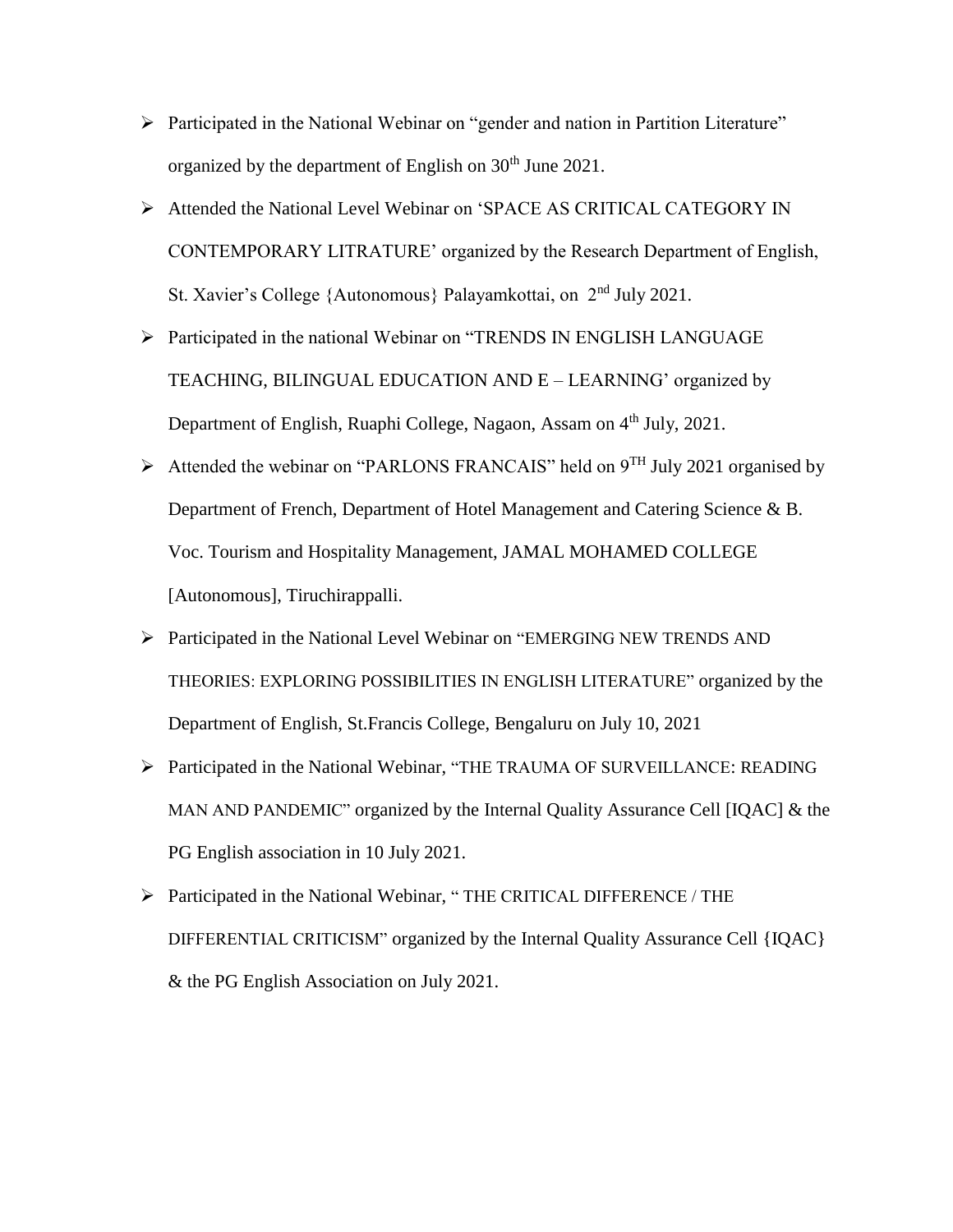- Participated in the National Webinar on "gender and nation in Partition Literature" organized by the department of English on 30th June 2021.
- Attended the National Level Webinar on 'SPACE AS CRITICAL CATEGORY IN CONTEMPORARY LITRATURE' organized by the Research Department of English, St. Xavier's College {Autonomous} Palayamkottai, on 2nd July 2021.
- Participated in the national Webinar on "TRENDS IN ENGLISH LANGUAGE TEACHING, BILINGUAL EDUCATION AND E – LEARNING' organized by Department of English, Ruaphi College, Nagaon, Assam on 4th July, 2021.
- Attended the webinar on "PARLONS FRANCAIS" held on 9TH July 2021 organised by Department of French, Department of Hotel Management and Catering Science & B. Voc. Tourism and Hospitality Management, JAMAL MOHAMED COLLEGE [Autonomous], Tiruchirappalli.
- Participated in the National Level Webinar on "EMERGING NEW TRENDS AND THEORIES: EXPLORING POSSIBILITIES IN ENGLISH LITERATURE" organized by the Department of English, St.Francis College, Bengaluru on July 10, 2021
- Participated in the National Webinar, "THE TRAUMA OF SURVEILLANCE: READING MAN AND PANDEMIC" organized by the Internal Quality Assurance Cell [IQAC] & the PG English association in 10 July 2021.
- Participated in the National Webinar, " THE CRITICAL DIFFERENCE / THE DIFFERENTIAL CRITICISM" organized by the Internal Quality Assurance Cell {IQAC} & the PG English Association on July 2021.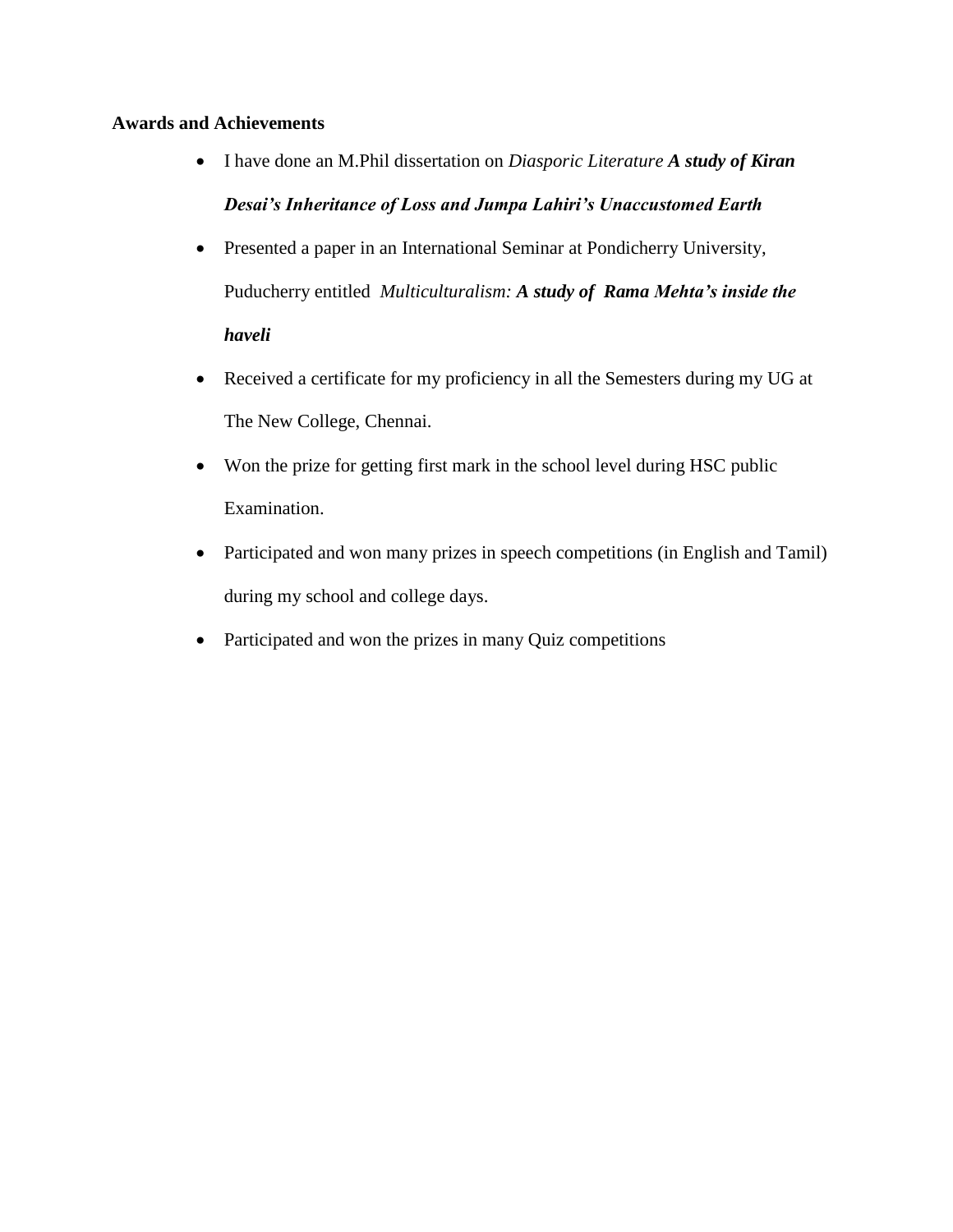**Awards and Achievements**

- I have done an M.Phil dissertation on *Diasporic Literature* ***A study of Kiran Desai's Inheritance of Loss and Jumpa Lahiri's Unaccustomed Earth***
- Presented a paper in an International Seminar at Pondicherry University, Puducherry entitled *Multiculturalism:* ***A study of Rama Mehta's inside the haveli***
- Received a certificate for my proficiency in all the Semesters during my UG at The New College, Chennai.
- Won the prize for getting first mark in the school level during HSC public Examination.
- Participated and won many prizes in speech competitions (in English and Tamil) during my school and college days.
- Participated and won the prizes in many Quiz competitions